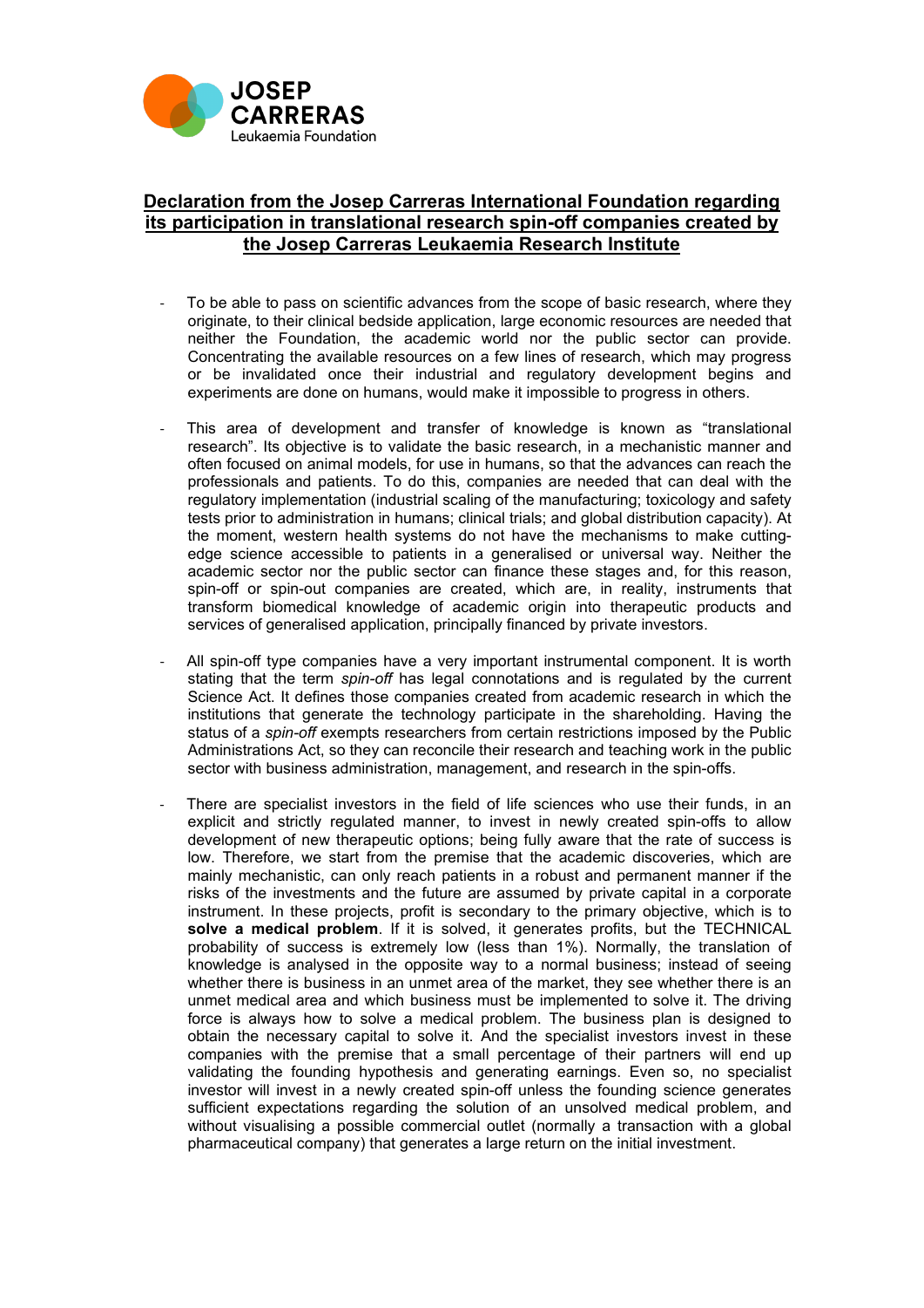JOSEP CARRERAS
Leukaemia Foundation

# Declaration from the Josep Carreras International Foundation regarding its participation in translational research spin-off companies created by the Josep Carreras Leukaemia Research Institute

- To be able to pass on scientific advances from the scope of basic research, where they originate, to their clinical bedside application, large economic resources are needed that neither the Foundation, the academic world nor the public sector can provide. Concentrating the available resources on a few lines of research, which may progress or be invalidated once their industrial and regulatory development begins and experiments are done on humans, would make it impossible to progress in others.

- This area of development and transfer of knowledge is known as "translational research". Its objective is to validate the basic research, in a mechanistic manner and often focused on animal models, for use in humans, so that the advances can reach the professionals and patients. To do this, companies are needed that can deal with the regulatory implementation (industrial scaling of the manufacturing; toxicology and safety tests prior to administration in humans; clinical trials; and global distribution capacity). At the moment, western health systems do not have the mechanisms to make cutting-edge science accessible to patients in a generalised or universal way. Neither the academic sector nor the public sector can finance these stages and, for this reason, spin-off or spin-out companies are created, which are, in reality, instruments that transform biomedical knowledge of academic origin into therapeutic products and services of generalised application, principally financed by private investors.

- All spin-off type companies have a very important instrumental component. It is worth stating that the term *spin-off* has legal connotations and is regulated by the current Science Act. It defines those companies created from academic research in which the institutions that generate the technology participate in the shareholding. Having the status of a *spin-off* exempts researchers from certain restrictions imposed by the Public Administrations Act, so they can reconcile their research and teaching work in the public sector with business administration, management, and research in the spin-offs.

- There are specialist investors in the field of life sciences who use their funds, in an explicit and strictly regulated manner, to invest in newly created spin-offs to allow development of new therapeutic options; being fully aware that the rate of success is low. Therefore, we start from the premise that the academic discoveries, which are mainly mechanistic, can only reach patients in a robust and permanent manner if the risks of the investments and the future are assumed by private capital in a corporate instrument. In these projects, profit is secondary to the primary objective, which is to **solve a medical problem**. If it is solved, it generates profits, but the TECHNICAL probability of success is extremely low (less than 1%). Normally, the translation of knowledge is analysed in the opposite way to a normal business; instead of seeing whether there is business in an unmet area of the market, they see whether there is an unmet medical area and which business must be implemented to solve it. The driving force is always how to solve a medical problem. The business plan is designed to obtain the necessary capital to solve it. And the specialist investors invest in these companies with the premise that a small percentage of their partners will end up validating the founding hypothesis and generating earnings. Even so, no specialist investor will invest in a newly created spin-off unless the founding science generates sufficient expectations regarding the solution of an unsolved medical problem, and without visualising a possible commercial outlet (normally a transaction with a global pharmaceutical company) that generates a large return on the initial investment.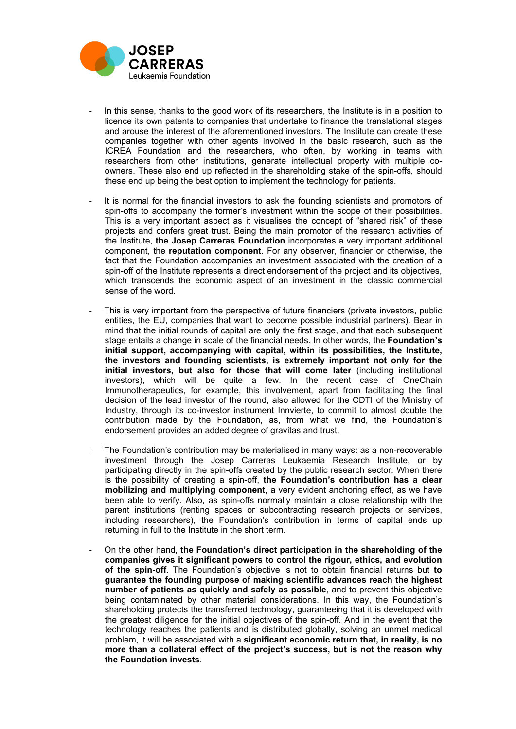- In this sense, thanks to the good work of its researchers, the Institute is in a position to licence its own patents to companies that undertake to finance the translational stages and arouse the interest of the aforementioned investors. The Institute can create these companies together with other agents involved in the basic research, such as the ICREA Foundation and the researchers, who often, by working in teams with researchers from other institutions, generate intellectual property with multiple co-owners. These also end up reflected in the shareholding stake of the spin-offs, should these end up being the best option to implement the technology for patients.

- It is normal for the financial investors to ask the founding scientists and promotors of spin-offs to accompany the former's investment within the scope of their possibilities. This is a very important aspect as it visualises the concept of "shared risk" of these projects and confers great trust. Being the main promotor of the research activities of the Institute, **the Josep Carreras Foundation** incorporates a very important additional component, the **reputation component**. For any observer, financier or otherwise, the fact that the Foundation accompanies an investment associated with the creation of a spin-off of the Institute represents a direct endorsement of the project and its objectives, which transcends the economic aspect of an investment in the classic commercial sense of the word.

- This is very important from the perspective of future financiers (private investors, public entities, the EU, companies that want to become possible industrial partners). Bear in mind that the initial rounds of capital are only the first stage, and that each subsequent stage entails a change in scale of the financial needs. In other words, the **Foundation's initial support, accompanying with capital, within its possibilities, the Institute, the investors and founding scientists, is extremely important not only for the initial investors, but also for those that will come later** (including institutional investors), which will be quite a few. In the recent case of OneChain Immunotherapeutics, for example, this involvement, apart from facilitating the final decision of the lead investor of the round, also allowed for the CDTI of the Ministry of Industry, through its co-investor instrument Innvierte, to commit to almost double the contribution made by the Foundation, as, from what we find, the Foundation's endorsement provides an added degree of gravitas and trust.

- The Foundation's contribution may be materialised in many ways: as a non-recoverable investment through the Josep Carreras Leukaemia Research Institute, or by participating directly in the spin-offs created by the public research sector. When there is the possibility of creating a spin-off, **the Foundation's contribution has a clear mobilizing and multiplying component**, a very evident anchoring effect, as we have been able to verify. Also, as spin-offs normally maintain a close relationship with the parent institutions (renting spaces or subcontracting research projects or services, including researchers), the Foundation's contribution in terms of capital ends up returning in full to the Institute in the short term.

- On the other hand, **the Foundation's direct participation in the shareholding of the companies gives it significant powers to control the rigour, ethics, and evolution of the spin-off**. The Foundation's objective is not to obtain financial returns but **to guarantee the founding purpose of making scientific advances reach the highest number of patients as quickly and safely as possible**, and to prevent this objective being contaminated by other material considerations. In this way, the Foundation's shareholding protects the transferred technology, guaranteeing that it is developed with the greatest diligence for the initial objectives of the spin-off. And in the event that the technology reaches the patients and is distributed globally, solving an unmet medical problem, it will be associated with a **significant economic return that, in reality, is no more than a collateral effect of the project's success, but is not the reason why the Foundation invests**.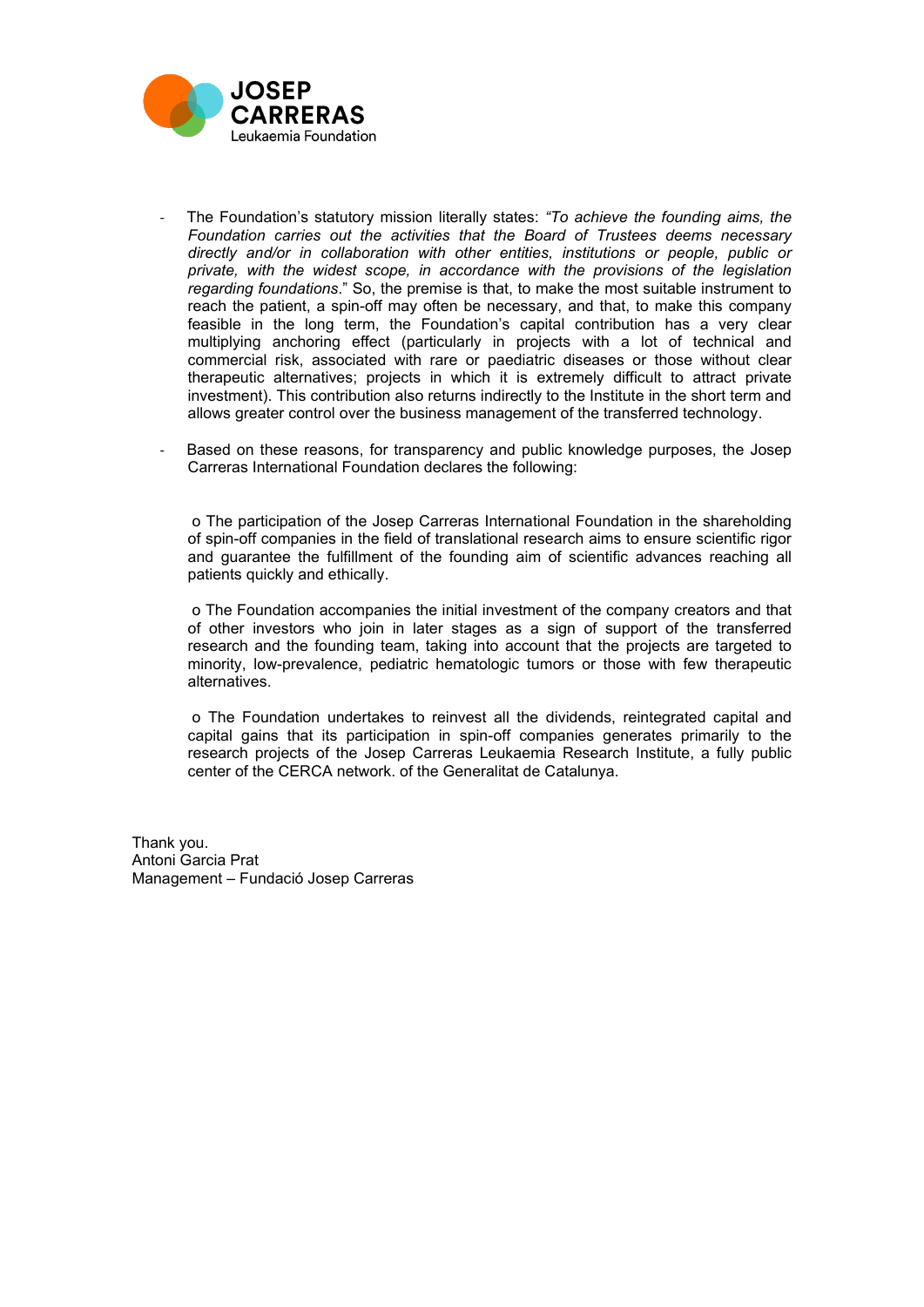- The Foundation's statutory mission literally states: *"To achieve the founding aims, the Foundation carries out the activities that the Board of Trustees deems necessary directly and/or in collaboration with other entities, institutions or people, public or private, with the widest scope, in accordance with the provisions of the legislation regarding foundations*." So, the premise is that, to make the most suitable instrument to reach the patient, a spin-off may often be necessary, and that, to make this company feasible in the long term, the Foundation's capital contribution has a very clear multiplying anchoring effect (particularly in projects with a lot of technical and commercial risk, associated with rare or paediatric diseases or those without clear therapeutic alternatives; projects in which it is extremely difficult to attract private investment). This contribution also returns indirectly to the Institute in the short term and allows greater control over the business management of the transferred technology.

- Based on these reasons, for transparency and public knowledge purposes, the Josep Carreras International Foundation declares the following:

  o The participation of the Josep Carreras International Foundation in the shareholding of spin-off companies in the field of translational research aims to ensure scientific rigor and guarantee the fulfillment of the founding aim of scientific advances reaching all patients quickly and ethically.

  o The Foundation accompanies the initial investment of the company creators and that of other investors who join in later stages as a sign of support of the transferred research and the founding team, taking into account that the projects are targeted to minority, low-prevalence, pediatric hematologic tumors or those with few therapeutic alternatives.

  o The Foundation undertakes to reinvest all the dividends, reintegrated capital and capital gains that its participation in spin-off companies generates primarily to the research projects of the Josep Carreras Leukaemia Research Institute, a fully public center of the CERCA network. of the Generalitat de Catalunya.

Thank you.
Antoni Garcia Prat
Management – Fundació Josep Carreras